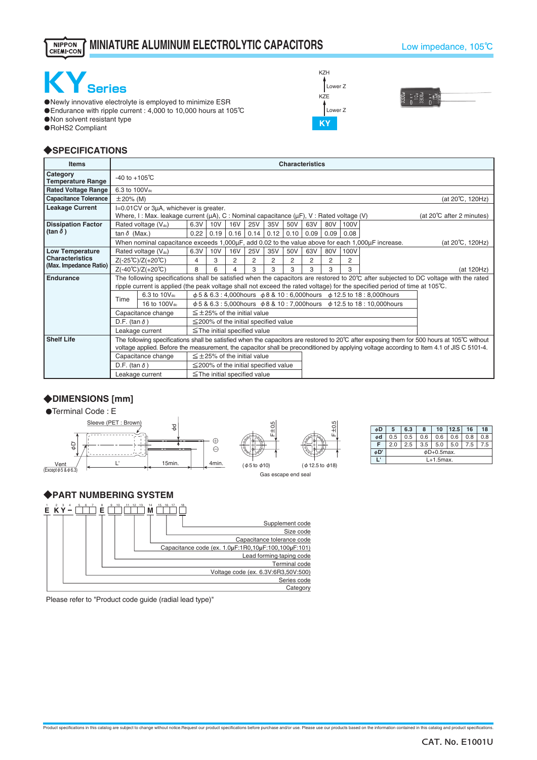# MINIATURE ALUMINUM ELECTROLYTIC CAPACITORS

Low impedance, 105℃

# KY Series

- Newly innovative electrolyte is employed to minimize ESR
- Endurance with ripple current : 4,000 to 10,000 hours at 105℃
- Non solvent resistant type
- RoHS2 Compliant

KZH
↑ Lower Z
KZE
↑ Lower Z
KY

## ◆SPECIFICATIONS

| Items | Characteristics | | | | | | | | | | |
|---|---|---|---|---|---|---|---|---|---|---|---|
| Category Temperature Range | -40 to +105℃ | | | | | | | | | | |
| Rated Voltage Range | 6.3 to 100Vdc | | | | | | | | | | |
| Capacitance Tolerance | ±20% (M) (at 20℃, 120Hz) | | | | | | | | | | |
| Leakage Current | I=0.01CV or 3μA, whichever is greater. Where, I : Max. leakage current (μA), C : Nominal capacitance (μF), V : Rated voltage (V) (at 20℃ after 2 minutes) | | | | | | | | | | |
| Dissipation Factor (tan δ) | Rated voltage (Vdc) | 6.3V | 10V | 16V | 25V | 35V | 50V | 63V | 80V | 100V | |
| | tan δ (Max.) | 0.22 | 0.19 | 0.16 | 0.14 | 0.12 | 0.10 | 0.09 | 0.09 | 0.08 | |
| | When nominal capacitance exceeds 1,000μF, add 0.02 to the value above for each 1,000μF increase. (at 20℃, 120Hz) | | | | | | | | | | |
| Low Temperature Characteristics (Max. Impedance Ratio) | Rated voltage (Vdc) | 6.3V | 10V | 16V | 25V | 35V | 50V | 63V | 80V | 100V | |
| | Z(-25℃)/Z(+20℃) | 4 | 3 | 2 | 2 | 2 | 2 | 2 | 2 | 2 | |
| | Z(-40℃)/Z(+20℃) | 8 | 6 | 4 | 3 | 3 | 3 | 3 | 3 | 3 | (at 120Hz) |
| Endurance | The following specifications shall be satisfied when the capacitors are restored to 20℃ after subjected to DC voltage with the rated ripple current is applied (the peak voltage shall not exceed the rated voltage) for the specified period of time at 105℃. | | | | | | | | | | |
| | Time: 6.3 to 10Vdc | ϕ5 & 6.3 : 4,000hours ϕ8 & 10 : 6,000hours ϕ12.5 to 18 : 8,000hours | | | | | | | | | |
| | Time: 16 to 100Vdc | ϕ5 & 6.3 : 5,000hours ϕ8 & 10 : 7,000hours ϕ12.5 to 18 : 10,000hours | | | | | | | | | |
| | Capacitance change | ≦±25% of the initial value | | | | | | | | | |
| | D.F. (tan δ) | ≦200% of the initial specified value | | | | | | | | | |
| | Leakage current | ≦The initial specified value | | | | | | | | | |
| Shelf Life | The following specifications shall be satisfied when the capacitors are restored to 20℃ after exposing them for 500 hours at 105℃ without voltage applied. Before the measurement, the capacitor shall be preconditioned by applying voltage according to Item 4.1 of JIS C 5101-4. | | | | | | | | | | |
| | Capacitance change | ≦±25% of the initial value | | | | | | | | | |
| | D.F. (tan δ) | ≦200% of the initial specified value | | | | | | | | | |
| | Leakage current | ≦The initial specified value | | | | | | | | | |

## ◆DIMENSIONS [mm]

- Terminal Code : E

Sleeve (PET : Brown), ϕd, ϕD, Vent (Except ϕ5 & ϕ6.3), L', 15min., 4min., F±0.5

(ϕ5 to ϕ10) (ϕ12.5 to ϕ18)

Gas escape end seal

| ϕD | 5 | 6.3 | 8 | 10 | 12.5 | 16 | 18 |
|---|---|---|---|---|---|---|---|
| ϕd | 0.5 | 0.5 | 0.6 | 0.6 | 0.6 | 0.8 | 0.8 |
| F | 2.0 | 2.5 | 3.5 | 5.0 | 5.0 | 7.5 | 7.5 |
| ϕD' | ϕD+0.5max. | | | | | | |
| L' | L+1.5max. | | | | | | |

## ◆PART NUMBERING SYSTEM

E KY – □□□ E □□□□ M □□□ □

- Supplement code
- Size code
- Capacitance tolerance code
- Capacitance code (ex. 1.0μF:1R0,10μF:100,100μF:101)
- Lead forming·taping code
- Terminal code
- Voltage code (ex. 6.3V:6R3,50V:500)
- Series code
- Category

Please refer to "Product code guide (radial lead type)"

Product specifications in this catalog are subject to change without notice.Request our product specifications before purchase and/or use. Please use our products based on the information contained in this catalog and product specifications.

CAT. No. E1001U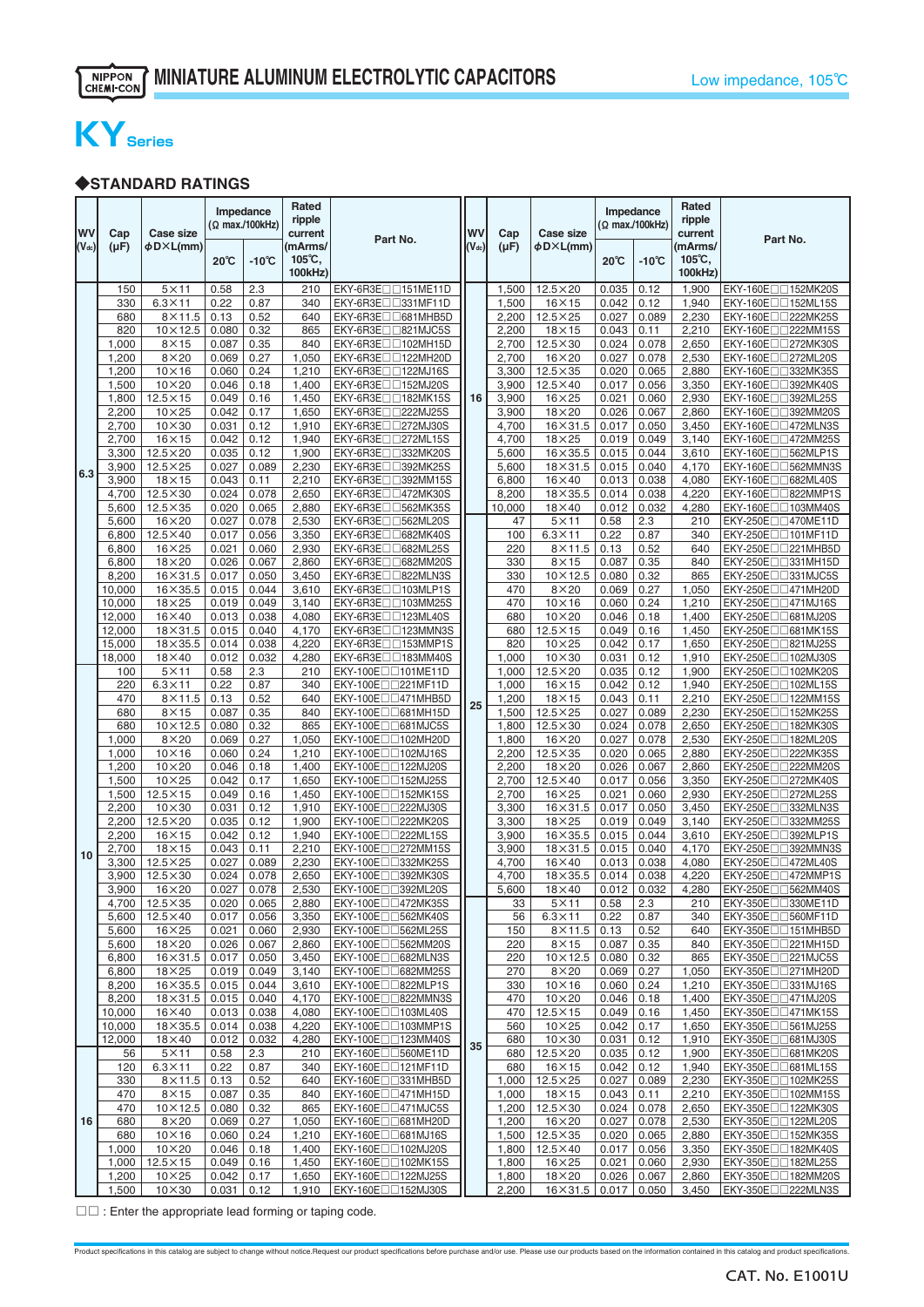**MINIATURE ALUMINUM ELECTROLYTIC CAPACITORS** — Low impedance, 105℃

# KY Series

## ◆STANDARD RATINGS

| WV (Vdc) | Cap (μF) | Case size φD×L(mm) | Impedance (Ω max./100kHz) 20℃ | Impedance (Ω max./100kHz) -10℃ | Rated ripple current (mArms/ 105℃, 100kHz) | Part No. |
|---|---|---|---|---|---|---|
| 6.3 | 150 | 5×11 | 0.58 | 2.3 | 210 | EKY-6R3E□□151ME11D |
| | 330 | 6.3×11 | 0.22 | 0.87 | 340 | EKY-6R3E□□331MF11D |
| | 680 | 8×11.5 | 0.13 | 0.52 | 640 | EKY-6R3E□□681MHB5D |
| | 820 | 10×12.5 | 0.080 | 0.32 | 865 | EKY-6R3E□□821MJC5S |
| | 1,000 | 8×15 | 0.087 | 0.35 | 840 | EKY-6R3E□□102MH15D |
| | 1,200 | 8×20 | 0.069 | 0.27 | 1,050 | EKY-6R3E□□122MH20D |
| | 1,200 | 10×16 | 0.060 | 0.24 | 1,210 | EKY-6R3E□□122MJ16S |
| | 1,500 | 10×20 | 0.046 | 0.18 | 1,400 | EKY-6R3E□□152MJ20S |
| | 1,800 | 12.5×15 | 0.049 | 0.16 | 1,450 | EKY-6R3E□□182MK15S |
| | 2,200 | 10×25 | 0.042 | 0.17 | 1,650 | EKY-6R3E□□222MJ25S |
| | 2,700 | 10×30 | 0.031 | 0.12 | 1,910 | EKY-6R3E□□272MJ30S |
| | 2,700 | 16×15 | 0.042 | 0.12 | 1,940 | EKY-6R3E□□272ML15S |
| | 3,300 | 12.5×20 | 0.035 | 0.12 | 1,900 | EKY-6R3E□□332MK20S |
| | 3,900 | 12.5×25 | 0.027 | 0.089 | 2,230 | EKY-6R3E□□392MK25S |
| | 3,900 | 18×15 | 0.043 | 0.11 | 2,210 | EKY-6R3E□□392MM15S |
| | 4,700 | 12.5×30 | 0.024 | 0.078 | 2,650 | EKY-6R3E□□472MK30S |
| | 5,600 | 12.5×35 | 0.020 | 0.065 | 2,880 | EKY-6R3E□□562MK35S |
| | 5,600 | 16×20 | 0.027 | 0.078 | 2,530 | EKY-6R3E□□562ML20S |
| | 6,800 | 12.5×40 | 0.017 | 0.056 | 3,350 | EKY-6R3E□□682MK40S |
| | 6,800 | 16×25 | 0.021 | 0.060 | 2,930 | EKY-6R3E□□682ML25S |
| | 6,800 | 18×20 | 0.026 | 0.067 | 2,860 | EKY-6R3E□□682MM20S |
| | 8,200 | 16×31.5 | 0.017 | 0.050 | 3,450 | EKY-6R3E□□822MLN3S |
| | 10,000 | 16×35.5 | 0.015 | 0.044 | 3,610 | EKY-6R3E□□103MLP1S |
| | 10,000 | 18×25 | 0.019 | 0.049 | 3,140 | EKY-6R3E□□103MM25S |
| | 12,000 | 16×40 | 0.013 | 0.038 | 4,080 | EKY-6R3E□□123ML40S |
| | 12,000 | 18×31.5 | 0.015 | 0.040 | 4,170 | EKY-6R3E□□123MMN3S |
| | 15,000 | 18×35.5 | 0.014 | 0.038 | 4,220 | EKY-6R3E□□153MMP1S |
| | 18,000 | 18×40 | 0.012 | 0.032 | 4,280 | EKY-6R3E□□183MM40S |
| 10 | 100 | 5×11 | 0.58 | 2.3 | 210 | EKY-100E□□101ME11D |
| | 220 | 6.3×11 | 0.22 | 0.87 | 340 | EKY-100E□□221MF11D |
| | 470 | 8×11.5 | 0.13 | 0.52 | 640 | EKY-100E□□471MHB5D |
| | 680 | 8×15 | 0.087 | 0.35 | 840 | EKY-100E□□681MH15D |
| | 680 | 10×12.5 | 0.080 | 0.32 | 865 | EKY-100E□□681MJC5S |
| | 1,000 | 8×20 | 0.069 | 0.27 | 1,050 | EKY-100E□□102MH20D |
| | 1,000 | 10×16 | 0.060 | 0.24 | 1,210 | EKY-100E□□102MJ16S |
| | 1,200 | 10×20 | 0.046 | 0.18 | 1,400 | EKY-100E□□122MJ20S |
| | 1,500 | 10×25 | 0.042 | 0.17 | 1,650 | EKY-100E□□152MJ25S |
| | 1,500 | 12.5×15 | 0.049 | 0.16 | 1,450 | EKY-100E□□152MK15S |
| | 2,200 | 10×30 | 0.031 | 0.12 | 1,910 | EKY-100E□□222MJ30S |
| | 2,200 | 12.5×20 | 0.035 | 0.12 | 1,900 | EKY-100E□□222MK20S |
| | 2,200 | 16×15 | 0.042 | 0.12 | 1,940 | EKY-100E□□222ML15S |
| | 2,700 | 18×15 | 0.043 | 0.11 | 2,210 | EKY-100E□□272MM15S |
| | 3,300 | 12.5×25 | 0.027 | 0.089 | 2,230 | EKY-100E□□332MK25S |
| | 3,900 | 12.5×30 | 0.024 | 0.078 | 2,650 | EKY-100E□□392MK30S |
| | 3,900 | 16×20 | 0.027 | 0.078 | 2,530 | EKY-100E□□392ML20S |
| | 4,700 | 12.5×35 | 0.020 | 0.065 | 2,880 | EKY-100E□□472MK35S |
| | 5,600 | 12.5×40 | 0.017 | 0.056 | 3,350 | EKY-100E□□562MK40S |
| | 5,600 | 16×25 | 0.021 | 0.060 | 2,930 | EKY-100E□□562ML25S |
| | 5,600 | 18×20 | 0.026 | 0.067 | 2,860 | EKY-100E□□562MM20S |
| | 6,800 | 16×31.5 | 0.017 | 0.050 | 3,450 | EKY-100E□□682MLN3S |
| | 6,800 | 18×25 | 0.019 | 0.049 | 3,140 | EKY-100E□□682MM25S |
| | 8,200 | 16×35.5 | 0.015 | 0.044 | 3,610 | EKY-100E□□822MLP1S |
| | 8,200 | 18×31.5 | 0.015 | 0.040 | 4,170 | EKY-100E□□822MMN3S |
| | 10,000 | 16×40 | 0.013 | 0.038 | 4,080 | EKY-100E□□103ML40S |
| | 10,000 | 18×35.5 | 0.014 | 0.038 | 4,220 | EKY-100E□□103MMP1S |
| | 12,000 | 18×40 | 0.012 | 0.032 | 4,280 | EKY-100E□□123MM40S |
| 16 | 56 | 5×11 | 0.58 | 2.3 | 210 | EKY-160E□□560ME11D |
| | 120 | 6.3×11 | 0.22 | 0.87 | 340 | EKY-160E□□121MF11D |
| | 330 | 8×11.5 | 0.13 | 0.52 | 640 | EKY-160E□□331MHB5D |
| | 470 | 8×15 | 0.087 | 0.35 | 840 | EKY-160E□□471MH15D |
| | 470 | 10×12.5 | 0.080 | 0.32 | 865 | EKY-160E□□471MJC5S |
| | 680 | 8×20 | 0.069 | 0.27 | 1,050 | EKY-160E□□681MH20D |
| | 680 | 10×16 | 0.060 | 0.24 | 1,210 | EKY-160E□□681MJ16S |
| | 1,000 | 10×20 | 0.046 | 0.18 | 1,400 | EKY-160E□□102MJ20S |
| | 1,000 | 12.5×15 | 0.049 | 0.16 | 1,450 | EKY-160E□□102MK15S |
| | 1,200 | 10×25 | 0.042 | 0.17 | 1,650 | EKY-160E□□122MJ25S |
| | 1,500 | 10×30 | 0.031 | 0.12 | 1,910 | EKY-160E□□152MJ30S |
| 16 | 1,500 | 12.5×20 | 0.035 | 0.12 | 1,900 | EKY-160E□□152MK20S |
| | 1,500 | 16×15 | 0.042 | 0.12 | 1,940 | EKY-160E□□152ML15S |
| | 2,200 | 12.5×25 | 0.027 | 0.089 | 2,230 | EKY-160E□□222MK25S |
| | 2,200 | 18×15 | 0.043 | 0.11 | 2,210 | EKY-160E□□222MM15S |
| | 2,700 | 12.5×30 | 0.024 | 0.078 | 2,650 | EKY-160E□□272MK30S |
| | 2,700 | 16×20 | 0.027 | 0.078 | 2,530 | EKY-160E□□272ML20S |
| | 3,300 | 12.5×35 | 0.020 | 0.065 | 2,880 | EKY-160E□□332MK35S |
| | 3,900 | 12.5×40 | 0.017 | 0.056 | 3,350 | EKY-160E□□392MK40S |
| | 3,900 | 16×25 | 0.021 | 0.060 | 2,930 | EKY-160E□□392ML25S |
| | 3,900 | 18×20 | 0.026 | 0.067 | 2,860 | EKY-160E□□392MM20S |
| | 4,700 | 16×31.5 | 0.017 | 0.050 | 3,450 | EKY-160E□□472MLN3S |
| | 4,700 | 18×25 | 0.019 | 0.049 | 3,140 | EKY-160E□□472MM25S |
| | 5,600 | 16×35.5 | 0.015 | 0.044 | 3,610 | EKY-160E□□562MLP1S |
| | 5,600 | 18×31.5 | 0.015 | 0.040 | 4,170 | EKY-160E□□562MMN3S |
| | 6,800 | 16×40 | 0.013 | 0.038 | 4,080 | EKY-160E□□682ML40S |
| | 8,200 | 18×35.5 | 0.014 | 0.038 | 4,220 | EKY-160E□□822MMP1S |
| | 10,000 | 18×40 | 0.012 | 0.032 | 4,280 | EKY-160E□□103MM40S |
| 25 | 47 | 5×11 | 0.58 | 2.3 | 210 | EKY-250E□□470ME11D |
| | 100 | 6.3×11 | 0.22 | 0.87 | 340 | EKY-250E□□101MF11D |
| | 220 | 8×11.5 | 0.13 | 0.52 | 640 | EKY-250E□□221MHB5D |
| | 330 | 8×15 | 0.087 | 0.35 | 840 | EKY-250E□□331MH15D |
| | 330 | 10×12.5 | 0.080 | 0.32 | 865 | EKY-250E□□331MJC5S |
| | 470 | 8×20 | 0.069 | 0.27 | 1,050 | EKY-250E□□471MH20D |
| | 470 | 10×16 | 0.060 | 0.24 | 1,210 | EKY-250E□□471MJ16S |
| | 680 | 10×20 | 0.046 | 0.18 | 1,400 | EKY-250E□□681MJ20S |
| | 680 | 12.5×15 | 0.049 | 0.16 | 1,450 | EKY-250E□□681MK15S |
| | 820 | 10×25 | 0.042 | 0.17 | 1,650 | EKY-250E□□821MJ25S |
| | 1,000 | 10×30 | 0.031 | 0.12 | 1,910 | EKY-250E□□102MJ30S |
| | 1,000 | 12.5×20 | 0.035 | 0.12 | 1,900 | EKY-250E□□102MK20S |
| | 1,000 | 16×15 | 0.042 | 0.12 | 1,940 | EKY-250E□□102ML15S |
| | 1,200 | 18×15 | 0.043 | 0.11 | 2,210 | EKY-250E□□122MM15S |
| | 1,500 | 12.5×25 | 0.027 | 0.089 | 2,230 | EKY-250E□□152MK25S |
| | 1,800 | 12.5×30 | 0.024 | 0.078 | 2,650 | EKY-250E□□182MK30S |
| | 1,800 | 16×20 | 0.027 | 0.078 | 2,530 | EKY-250E□□182ML20S |
| | 2,200 | 12.5×35 | 0.020 | 0.065 | 2,880 | EKY-250E□□222MK35S |
| | 2,200 | 18×20 | 0.026 | 0.067 | 2,860 | EKY-250E□□222MM20S |
| | 2,700 | 12.5×40 | 0.017 | 0.056 | 3,350 | EKY-250E□□272MK40S |
| | 2,700 | 16×25 | 0.021 | 0.060 | 2,930 | EKY-250E□□272ML25S |
| | 3,300 | 16×31.5 | 0.017 | 0.050 | 3,450 | EKY-250E□□332MLN3S |
| | 3,300 | 18×25 | 0.019 | 0.049 | 3,140 | EKY-250E□□332MM25S |
| | 3,900 | 16×35.5 | 0.015 | 0.044 | 3,610 | EKY-250E□□392MLP1S |
| | 3,900 | 18×31.5 | 0.015 | 0.040 | 4,170 | EKY-250E□□392MMN3S |
| | 4,700 | 16×40 | 0.013 | 0.038 | 4,080 | EKY-250E□□472ML40S |
| | 4,700 | 18×35.5 | 0.014 | 0.038 | 4,220 | EKY-250E□□472MMP1S |
| | 5,600 | 18×40 | 0.012 | 0.032 | 4,280 | EKY-250E□□562MM40S |
| 35 | 33 | 5×11 | 0.58 | 2.3 | 210 | EKY-350E□□330ME11D |
| | 56 | 6.3×11 | 0.22 | 0.87 | 340 | EKY-350E□□560MF11D |
| | 150 | 8×11.5 | 0.13 | 0.52 | 640 | EKY-350E□□151MHB5D |
| | 220 | 8×15 | 0.087 | 0.35 | 840 | EKY-350E□□221MH15D |
| | 220 | 10×12.5 | 0.080 | 0.32 | 865 | EKY-350E□□221MJC5S |
| | 270 | 8×20 | 0.069 | 0.27 | 1,050 | EKY-350E□□271MH20D |
| | 330 | 10×16 | 0.060 | 0.24 | 1,210 | EKY-350E□□331MJ16S |
| | 470 | 10×20 | 0.046 | 0.18 | 1,400 | EKY-350E□□471MJ20S |
| | 470 | 12.5×15 | 0.049 | 0.16 | 1,450 | EKY-350E□□471MK15S |
| | 560 | 10×25 | 0.042 | 0.17 | 1,650 | EKY-350E□□561MJ25S |
| | 680 | 10×30 | 0.031 | 0.12 | 1,910 | EKY-350E□□681MJ30S |
| | 680 | 12.5×20 | 0.035 | 0.12 | 1,900 | EKY-350E□□681MK20S |
| | 680 | 16×15 | 0.042 | 0.12 | 1,940 | EKY-350E□□681ML15S |
| | 1,000 | 12.5×25 | 0.027 | 0.089 | 2,230 | EKY-350E□□102MK25S |
| | 1,000 | 18×15 | 0.043 | 0.11 | 2,210 | EKY-350E□□102MM15S |
| | 1,200 | 12.5×30 | 0.024 | 0.078 | 2,650 | EKY-350E□□122MK30S |
| | 1,200 | 16×20 | 0.027 | 0.078 | 2,530 | EKY-350E□□122ML20S |
| | 1,500 | 12.5×35 | 0.020 | 0.065 | 2,880 | EKY-350E□□152MK35S |
| | 1,800 | 12.5×40 | 0.017 | 0.056 | 3,350 | EKY-350E□□182MK40S |
| | 1,800 | 16×25 | 0.021 | 0.060 | 2,930 | EKY-350E□□182ML25S |
| | 1,800 | 18×20 | 0.026 | 0.067 | 2,860 | EKY-350E□□182MM20S |
| | 2,200 | 16×31.5 | 0.017 | 0.050 | 3,450 | EKY-350E□□222MLN3S |

□□ : Enter the appropriate lead forming or taping code.

Product specifications in this catalog are subject to change without notice.Request our product specifications before purchase and/or use. Please use our products based on the information contained in this catalog and product specifications.

CAT. No. E1001U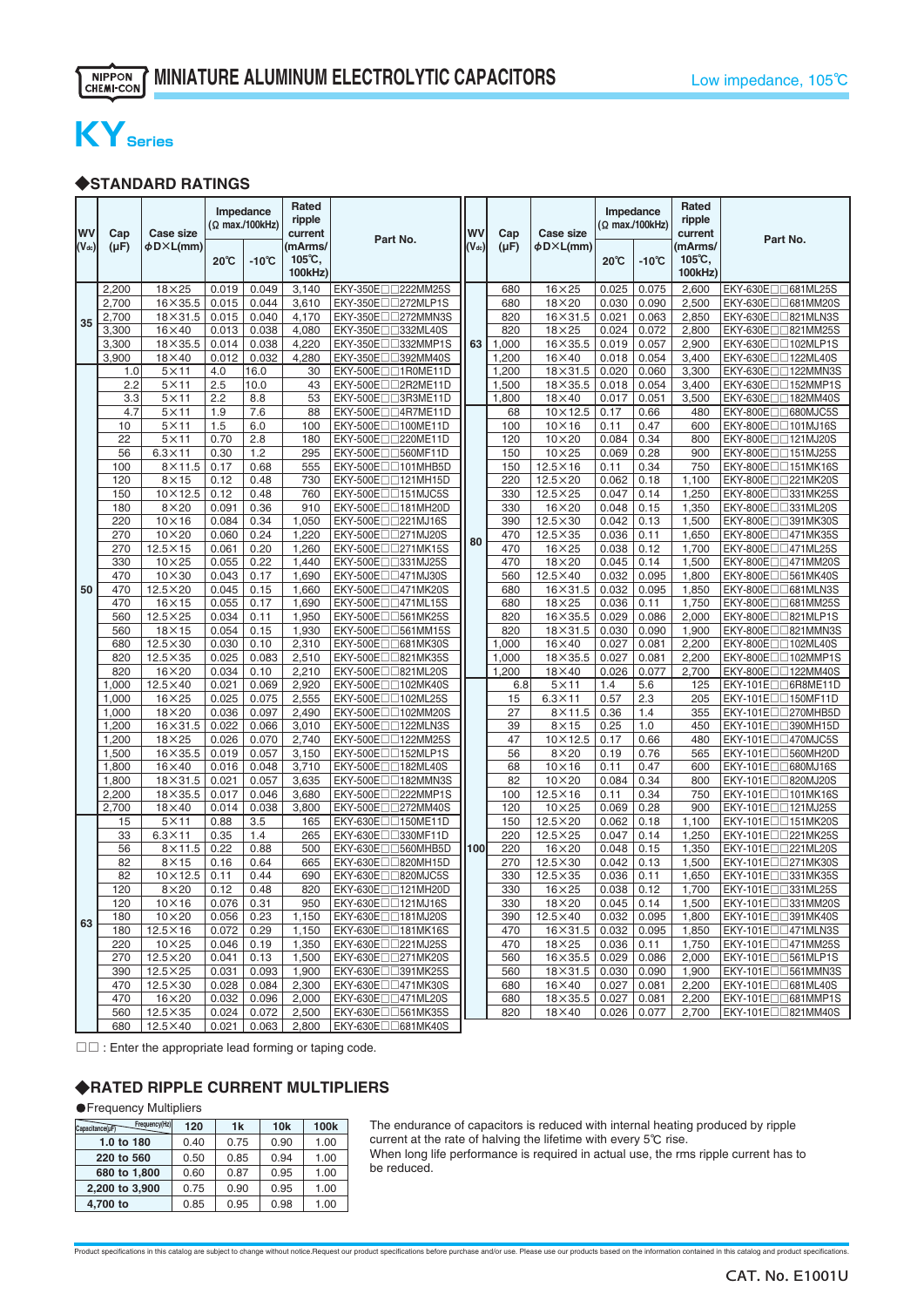# MINIATURE ALUMINUM ELECTROLYTIC CAPACITORS

Low impedance, 105℃

# KY Series

## ◆STANDARD RATINGS

| WV (Vdc) | Cap (μF) | Case size φD×L(mm) | Impedance (Ω max./100kHz) 20℃ | -10℃ | Rated ripple current (mArms/ 105℃, 100kHz) | Part No. |
|---|---|---|---|---|---|---|
| 35 | 2,200 | 18×25 | 0.019 | 0.049 | 3,140 | EKY-350E□□222MM25S |
| | 2,700 | 16×35.5 | 0.015 | 0.044 | 3,610 | EKY-350E□□272MLP1S |
| | 2,700 | 18×31.5 | 0.015 | 0.040 | 4,170 | EKY-350E□□272MMN3S |
| | 3,300 | 16×40 | 0.013 | 0.038 | 4,080 | EKY-350E□□332ML40S |
| | 3,300 | 18×35.5 | 0.014 | 0.038 | 4,220 | EKY-350E□□332MMP1S |
| | 3,900 | 18×40 | 0.012 | 0.032 | 4,280 | EKY-350E□□392MM40S |
| 50 | 1.0 | 5×11 | 4.0 | 16.0 | 30 | EKY-500E□□1R0ME11D |
| | 2.2 | 5×11 | 2.5 | 10.0 | 43 | EKY-500E□□2R2ME11D |
| | 3.3 | 5×11 | 2.2 | 8.8 | 53 | EKY-500E□□3R3ME11D |
| | 4.7 | 5×11 | 1.9 | 7.6 | 88 | EKY-500E□□4R7ME11D |
| | 10 | 5×11 | 1.5 | 6.0 | 100 | EKY-500E□□100ME11D |
| | 22 | 5×11 | 0.70 | 2.8 | 180 | EKY-500E□□220ME11D |
| | 56 | 6.3×11 | 0.30 | 1.2 | 295 | EKY-500E□□560MF11D |
| | 100 | 8×11.5 | 0.17 | 0.68 | 555 | EKY-500E□□101MHB5D |
| | 120 | 8×15 | 0.12 | 0.48 | 730 | EKY-500E□□121MH15D |
| | 150 | 10×12.5 | 0.12 | 0.48 | 760 | EKY-500E□□151MJC5S |
| | 180 | 8×20 | 0.091 | 0.36 | 910 | EKY-500E□□181MH20D |
| | 220 | 10×16 | 0.084 | 0.34 | 1,050 | EKY-500E□□221MJ16S |
| | 270 | 10×20 | 0.060 | 0.24 | 1,220 | EKY-500E□□271MJ20S |
| | 270 | 12.5×15 | 0.061 | 0.20 | 1,260 | EKY-500E□□271MK15S |
| | 330 | 10×25 | 0.055 | 0.22 | 1,440 | EKY-500E□□331MJ25S |
| | 470 | 10×30 | 0.043 | 0.17 | 1,690 | EKY-500E□□471MJ30S |
| | 470 | 12.5×20 | 0.045 | 0.15 | 1,660 | EKY-500E□□471MK20S |
| | 470 | 16×15 | 0.055 | 0.17 | 1,690 | EKY-500E□□471ML15S |
| | 560 | 12.5×25 | 0.034 | 0.11 | 1,950 | EKY-500E□□561MK25S |
| | 560 | 18×15 | 0.054 | 0.15 | 1,930 | EKY-500E□□561MM15S |
| | 680 | 12.5×30 | 0.030 | 0.10 | 2,310 | EKY-500E□□681MK30S |
| | 820 | 12.5×35 | 0.025 | 0.083 | 2,510 | EKY-500E□□821MK35S |
| | 820 | 16×20 | 0.034 | 0.10 | 2,210 | EKY-500E□□821ML20S |
| | 1,000 | 12.5×40 | 0.021 | 0.069 | 2,920 | EKY-500E□□102MK40S |
| | 1,000 | 16×25 | 0.025 | 0.075 | 2,555 | EKY-500E□□102ML25S |
| | 1,000 | 18×20 | 0.036 | 0.097 | 2,490 | EKY-500E□□102MM20S |
| | 1,200 | 16×31.5 | 0.022 | 0.066 | 3,010 | EKY-500E□□122MLN3S |
| | 1,200 | 18×25 | 0.026 | 0.070 | 2,740 | EKY-500E□□122MM25S |
| | 1,500 | 16×35.5 | 0.019 | 0.057 | 3,150 | EKY-500E□□152MLP1S |
| | 1,800 | 16×40 | 0.016 | 0.048 | 3,710 | EKY-500E□□182ML40S |
| | 1,800 | 18×31.5 | 0.021 | 0.057 | 3,635 | EKY-500E□□182MMN3S |
| | 2,200 | 18×35.5 | 0.017 | 0.046 | 3,680 | EKY-500E□□222MMP1S |
| | 2,700 | 18×40 | 0.014 | 0.038 | 3,800 | EKY-500E□□272MM40S |
| 63 | 15 | 5×11 | 0.88 | 3.5 | 165 | EKY-630E□□150ME11D |
| | 33 | 6.3×11 | 0.35 | 1.4 | 265 | EKY-630E□□330MF11D |
| | 56 | 8×11.5 | 0.22 | 0.88 | 500 | EKY-630E□□560MHB5D |
| | 82 | 8×15 | 0.16 | 0.64 | 665 | EKY-630E□□820MH15D |
| | 82 | 10×12.5 | 0.11 | 0.44 | 690 | EKY-630E□□820MJC5S |
| | 120 | 8×20 | 0.12 | 0.48 | 820 | EKY-630E□□121MH20D |
| | 120 | 10×16 | 0.076 | 0.31 | 950 | EKY-630E□□121MJ16S |
| | 180 | 10×20 | 0.056 | 0.23 | 1,150 | EKY-630E□□181MJ20S |
| | 180 | 12.5×16 | 0.072 | 0.29 | 1,150 | EKY-630E□□181MK16S |
| | 220 | 10×25 | 0.046 | 0.19 | 1,350 | EKY-630E□□221MJ25S |
| | 270 | 12.5×20 | 0.041 | 0.13 | 1,500 | EKY-630E□□271MK20S |
| | 390 | 12.5×25 | 0.031 | 0.093 | 1,900 | EKY-630E□□391MK25S |
| | 470 | 12.5×30 | 0.028 | 0.084 | 2,300 | EKY-630E□□471MK30S |
| | 470 | 16×20 | 0.032 | 0.096 | 2,000 | EKY-630E□□471ML20S |
| | 560 | 12.5×35 | 0.024 | 0.072 | 2,500 | EKY-630E□□561MK35S |
| | 680 | 12.5×40 | 0.021 | 0.063 | 2,800 | EKY-630E□□681MK40S |
| | 680 | 16×25 | 0.025 | 0.075 | 2,600 | EKY-630E□□681ML25S |
| | 680 | 18×20 | 0.030 | 0.090 | 2,500 | EKY-630E□□681MM20S |
| | 820 | 16×31.5 | 0.021 | 0.063 | 2,850 | EKY-630E□□821MLN3S |
| | 820 | 18×25 | 0.024 | 0.072 | 2,800 | EKY-630E□□821MM25S |
| | 1,000 | 16×35.5 | 0.019 | 0.057 | 2,900 | EKY-630E□□102MLP1S |
| | 1,200 | 16×40 | 0.018 | 0.054 | 3,400 | EKY-630E□□122ML40S |
| | 1,200 | 18×31.5 | 0.020 | 0.060 | 3,300 | EKY-630E□□122MMN3S |
| | 1,500 | 18×35.5 | 0.018 | 0.054 | 3,400 | EKY-630E□□152MMP1S |
| | 1,800 | 18×40 | 0.017 | 0.051 | 3,500 | EKY-630E□□182MM40S |
| 80 | 68 | 10×12.5 | 0.17 | 0.66 | 480 | EKY-800E□□680MJC5S |
| | 100 | 10×16 | 0.11 | 0.47 | 600 | EKY-800E□□101MJ16S |
| | 120 | 10×20 | 0.084 | 0.34 | 800 | EKY-800E□□121MJ20S |
| | 150 | 10×25 | 0.069 | 0.28 | 900 | EKY-800E□□151MJ25S |
| | 150 | 12.5×16 | 0.11 | 0.34 | 750 | EKY-800E□□151MK16S |
| | 220 | 12.5×20 | 0.062 | 0.18 | 1,100 | EKY-800E□□221MK20S |
| | 330 | 12.5×25 | 0.047 | 0.14 | 1,250 | EKY-800E□□331MK25S |
| | 330 | 16×20 | 0.048 | 0.15 | 1,350 | EKY-800E□□331ML20S |
| | 390 | 12.5×30 | 0.042 | 0.13 | 1,500 | EKY-800E□□391MK30S |
| | 470 | 12.5×35 | 0.036 | 0.11 | 1,650 | EKY-800E□□471MK35S |
| | 470 | 16×25 | 0.038 | 0.12 | 1,700 | EKY-800E□□471ML25S |
| | 470 | 18×20 | 0.045 | 0.14 | 1,500 | EKY-800E□□471MM20S |
| | 560 | 12.5×40 | 0.032 | 0.095 | 1,800 | EKY-800E□□561MK40S |
| | 680 | 16×31.5 | 0.032 | 0.095 | 1,850 | EKY-800E□□681MLN3S |
| | 680 | 18×25 | 0.036 | 0.11 | 1,750 | EKY-800E□□681MM25S |
| | 820 | 16×35.5 | 0.029 | 0.086 | 2,000 | EKY-800E□□821MLP1S |
| | 820 | 18×31.5 | 0.030 | 0.090 | 1,900 | EKY-800E□□821MMN3S |
| | 1,000 | 16×40 | 0.027 | 0.081 | 2,200 | EKY-800E□□102ML40S |
| | 1,000 | 18×35.5 | 0.027 | 0.081 | 2,200 | EKY-800E□□102MMP1S |
| | 1,200 | 18×40 | 0.026 | 0.077 | 2,700 | EKY-800E□□122MM40S |
| 100 | 6.8 | 5×11 | 1.4 | 5.6 | 125 | EKY-101E□□6R8ME11D |
| | 15 | 6.3×11 | 0.57 | 2.3 | 205 | EKY-101E□□150MF11D |
| | 27 | 8×11.5 | 0.36 | 1.4 | 355 | EKY-101E□□270MHB5D |
| | 39 | 8×15 | 0.25 | 1.0 | 450 | EKY-101E□□390MH15D |
| | 47 | 10×12.5 | 0.17 | 0.66 | 480 | EKY-101E□□470MJC5S |
| | 56 | 8×20 | 0.19 | 0.76 | 565 | EKY-101E□□560MH20D |
| | 68 | 10×16 | 0.11 | 0.47 | 600 | EKY-101E□□680MJ16S |
| | 82 | 10×20 | 0.084 | 0.34 | 800 | EKY-101E□□820MJ20S |
| | 100 | 12.5×16 | 0.11 | 0.34 | 750 | EKY-101E□□101MK16S |
| | 120 | 10×25 | 0.069 | 0.28 | 900 | EKY-101E□□121MJ25S |
| | 150 | 12.5×20 | 0.062 | 0.18 | 1,100 | EKY-101E□□151MK20S |
| | 220 | 12.5×25 | 0.047 | 0.14 | 1,250 | EKY-101E□□221MK25S |
| | 220 | 16×20 | 0.048 | 0.15 | 1,350 | EKY-101E□□221ML20S |
| | 270 | 12.5×30 | 0.042 | 0.13 | 1,500 | EKY-101E□□271MK30S |
| | 330 | 12.5×35 | 0.036 | 0.11 | 1,650 | EKY-101E□□331MK35S |
| | 330 | 16×25 | 0.038 | 0.12 | 1,700 | EKY-101E□□331ML25S |
| | 330 | 18×20 | 0.045 | 0.14 | 1,500 | EKY-101E□□331MM20S |
| | 390 | 12.5×40 | 0.032 | 0.095 | 1,800 | EKY-101E□□391MK40S |
| | 470 | 16×31.5 | 0.032 | 0.095 | 1,850 | EKY-101E□□471MLN3S |
| | 470 | 18×25 | 0.036 | 0.11 | 1,750 | EKY-101E□□471MM25S |
| | 560 | 16×35.5 | 0.029 | 0.086 | 2,000 | EKY-101E□□561MLP1S |
| | 560 | 18×31.5 | 0.030 | 0.090 | 1,900 | EKY-101E□□561MMN3S |
| | 680 | 16×40 | 0.027 | 0.081 | 2,200 | EKY-101E□□681ML40S |
| | 680 | 18×35.5 | 0.027 | 0.081 | 2,200 | EKY-101E□□681MMP1S |
| | 820 | 18×40 | 0.026 | 0.077 | 2,700 | EKY-101E□□821MM40S |

□□ : Enter the appropriate lead forming or taping code.

## ◆RATED RIPPLE CURRENT MULTIPLIERS

●Frequency Multipliers

| Capacitance(μF) \ Frequency(Hz) | 120 | 1k | 10k | 100k |
|---|---|---|---|---|
| 1.0 to 180 | 0.40 | 0.75 | 0.90 | 1.00 |
| 220 to 560 | 0.50 | 0.85 | 0.94 | 1.00 |
| 680 to 1,800 | 0.60 | 0.87 | 0.95 | 1.00 |
| 2,200 to 3,900 | 0.75 | 0.90 | 0.95 | 1.00 |
| 4,700 to | 0.85 | 0.95 | 0.98 | 1.00 |

The endurance of capacitors is reduced with internal heating produced by ripple current at the rate of halving the lifetime with every 5℃ rise.
When long life performance is required in actual use, the rms ripple current has to be reduced.

Product specifications in this catalog are subject to change without notice.Request our product specifications before purchase and/or use. Please use our products based on the information contained in this catalog and product specifications.

CAT. No. E1001U